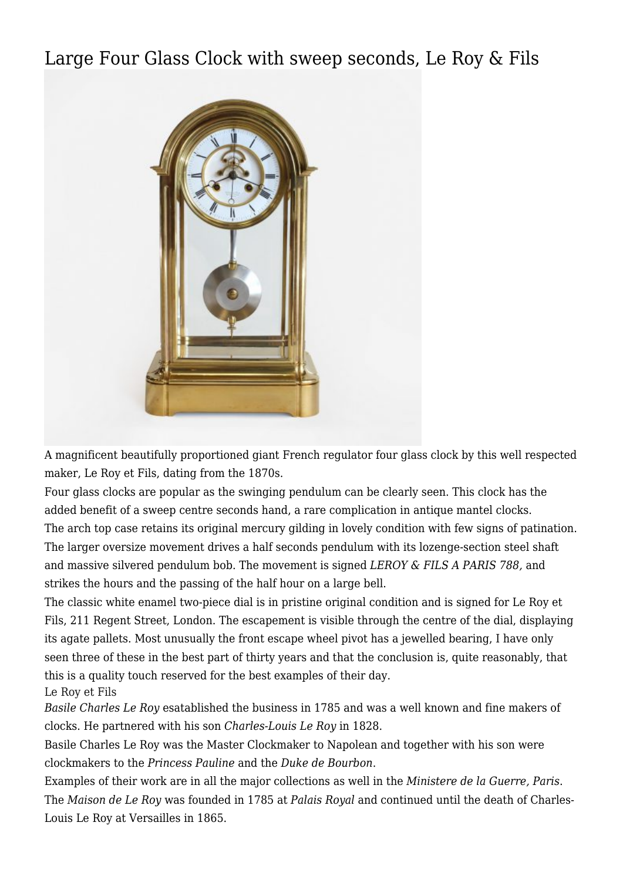# Large Four Glass Clock with sweep seconds, Le Roy & Fils

A magnificent beautifully proportioned giant French regulator four glass clock by this well respected maker, Le Roy et Fils, dating from the 1870s.

Four glass clocks are popular as the swinging pendulum can be clearly seen. This clock has the added benefit of a sweep centre seconds hand, a rare complication in antique mantel clocks.

The arch top case retains its original mercury gilding in lovely condition with few signs of patination.

The larger oversize movement drives a half seconds pendulum with its lozenge-section steel shaft and massive silvered pendulum bob. The movement is signed *LEROY & FILS A PARIS 788,* and strikes the hours and the passing of the half hour on a large bell.

The classic white enamel two-piece dial is in pristine original condition and is signed for Le Roy et Fils, 211 Regent Street, London. The escapement is visible through the centre of the dial, displaying its agate pallets. Most unusually the front escape wheel pivot has a jewelled bearing, I have only seen three of these in the best part of thirty years and that the conclusion is, quite reasonably, that this is a quality touch reserved for the best examples of their day.

Le Roy et Fils

*Basile Charles Le Roy* esatablished the business in 1785 and was a well known and fine makers of clocks. He partnered with his son *Charles-Louis Le Roy* in 1828.

Basile Charles Le Roy was the Master Clockmaker to Napolean and together with his son were clockmakers to the *Princess Pauline* and the *Duke de Bourbon*.

Examples of their work are in all the major collections as well in the *Ministere de la Guerre, Paris*.

The *Maison de Le Roy* was founded in 1785 at *Palais Royal* and continued until the death of Charles-Louis Le Roy at Versailles in 1865.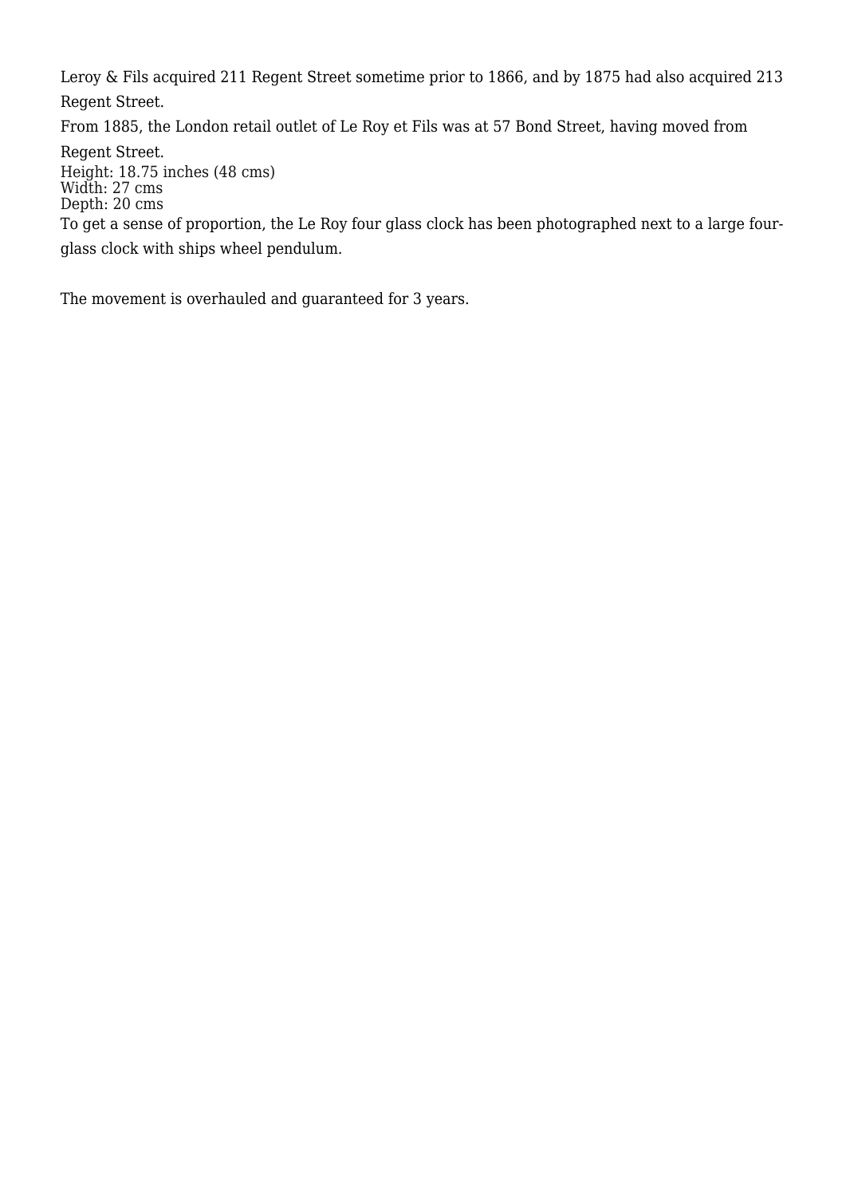Leroy & Fils acquired 211 Regent Street sometime prior to 1866, and by 1875 had also acquired 213 Regent Street.

From 1885, the London retail outlet of Le Roy et Fils was at 57 Bond Street, having moved from Regent Street.

Height: 18.75 inches (48 cms)
Width: 27 cms
Depth: 20 cms

To get a sense of proportion, the Le Roy four glass clock has been photographed next to a large four-glass clock with ships wheel pendulum.

The movement is overhauled and guaranteed for 3 years.